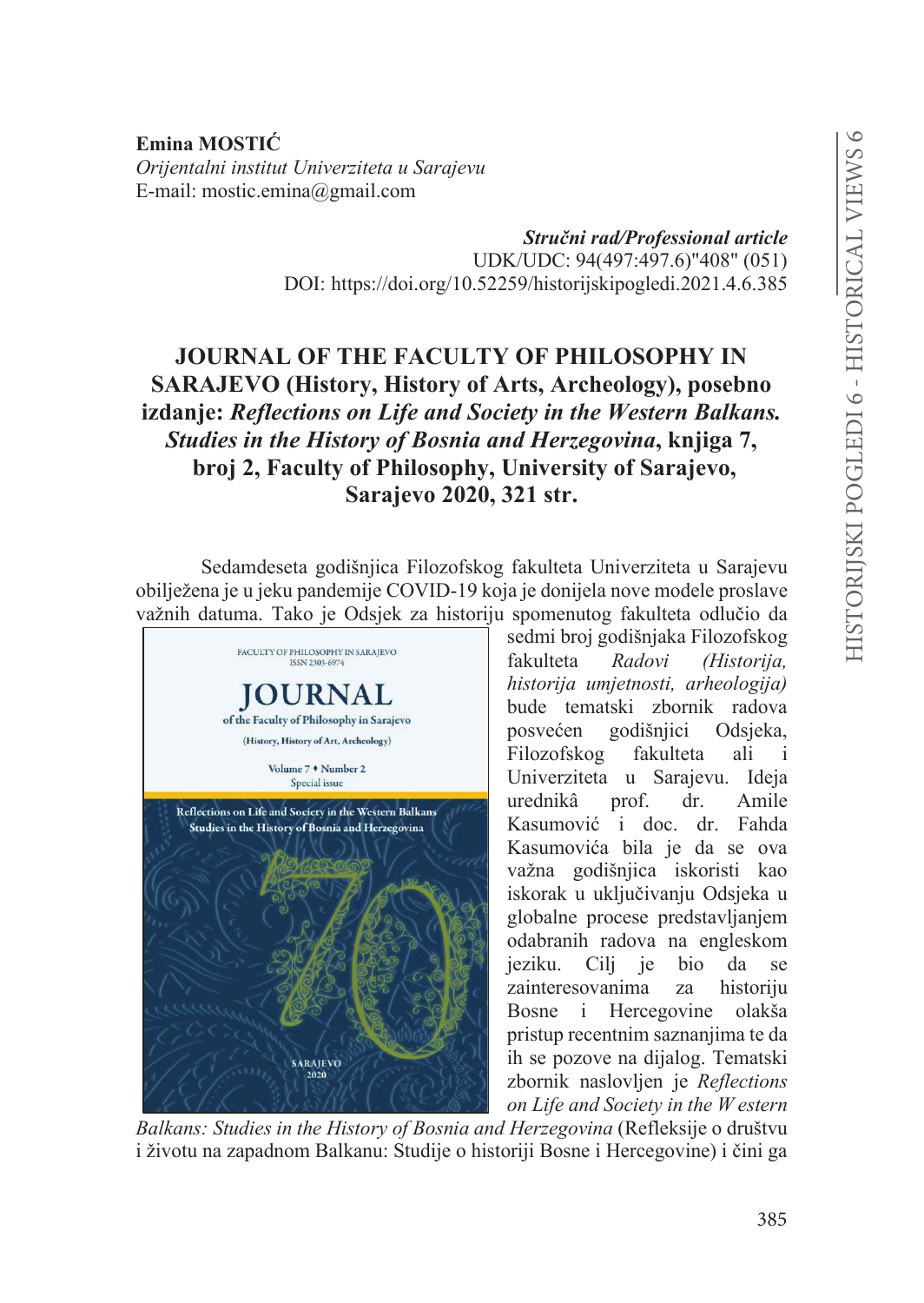**Emina MOSTIĆ**
*Orijentalni institut Univerziteta u Sarajevu*
E-mail: mostic.emina@gmail.com

***Stručni rad/Professional article***
UDK/UDC: 94(497:497.6)"408" (051)
DOI: https://doi.org/10.52259/historijskipogledi.2021.4.6.385

# JOURNAL OF THE FACULTY OF PHILOSOPHY IN SARAJEVO (History, History of Arts, Archeology), posebno izdanje: *Reflections on Life and Society in the Western Balkans. Studies in the History of Bosnia and Herzegovina*, knjiga 7, broj 2, Faculty of Philosophy, University of Sarajevo, Sarajevo 2020, 321 str.

Sedamdeseta godišnjica Filozofskog fakulteta Univerziteta u Sarajevu obilježena je u jeku pandemije COVID-19 koja je donijela nove modele proslave važnih datuma. Tako je Odsjek za historiju spomenutog fakulteta odlučio da sedmi broj godišnjaka Filozofskog fakulteta *Radovi (Historija, historija umjetnosti, arheologija)* bude tematski zbornik radova posvećen godišnjici Odsjeka, Filozofskog fakulteta ali i Univerziteta u Sarajevu. Ideja urednikâ prof. dr. Amile Kasumović i doc. dr. Fahda Kasumovića bila je da se ova važna godišnjica iskoristi kao iskorak u uključivanju Odsjeka u globalne procese predstavljanjem odabranih radova na engleskom jeziku. Cilj je bio da se zainteresovanima za historiju Bosne i Hercegovine olakša pristup recentnim saznanjima te da ih se pozove na dijalog. Tematski zbornik naslovljen je *Reflections on Life and Society in the Western Balkans: Studies in the History of Bosnia and Herzegovina* (Refleksije o društvu i životu na zapadnom Balkanu: Studije o historiji Bosne i Hercegovine) i čini ga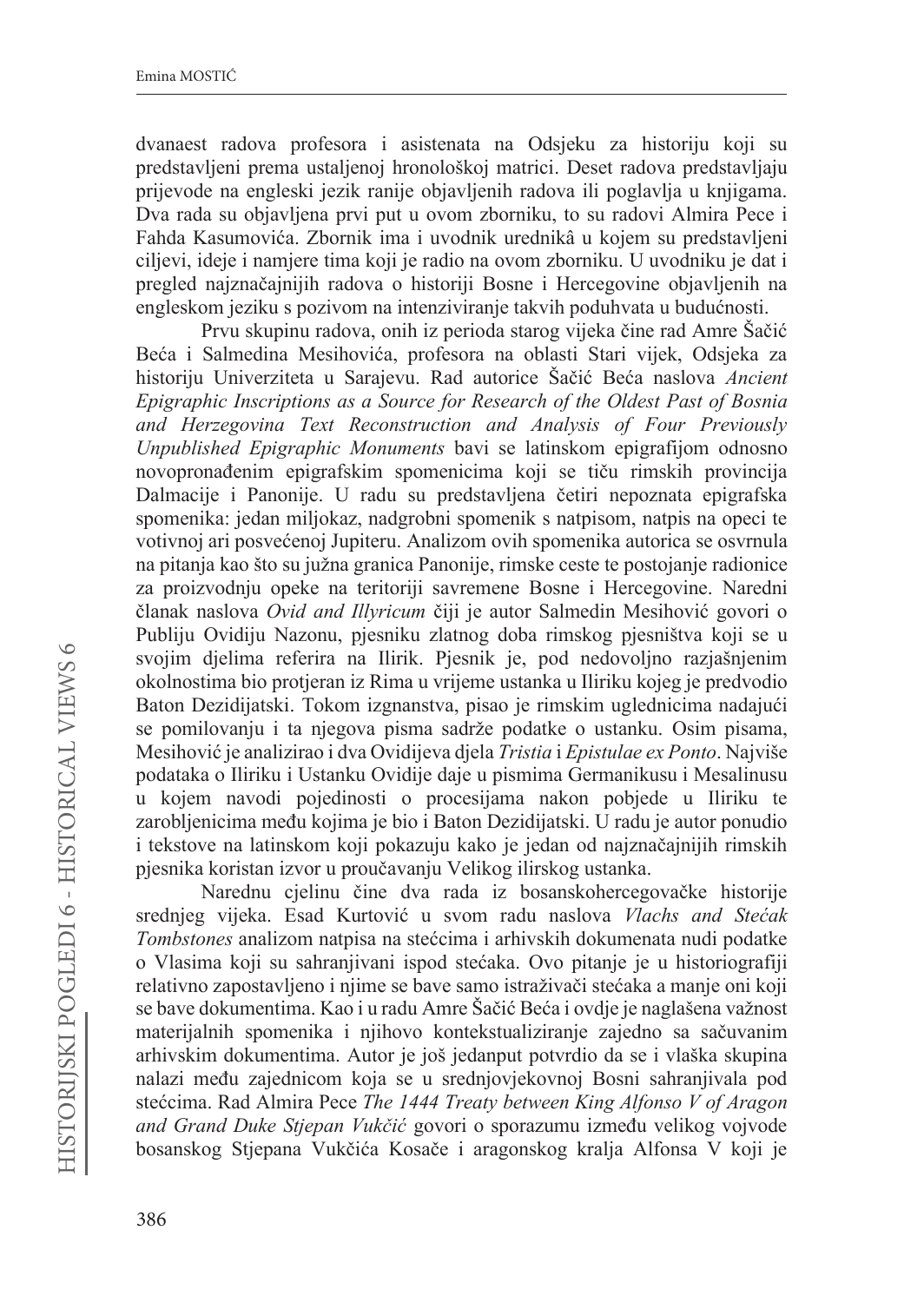dvanaest radova profesora i asistenata na Odsjeku za historiju koji su predstavljeni prema ustaljenoj hronološkoj matrici. Deset radova predstavljaju prijevode na engleski jezik ranije objavljenih radova ili poglavlja u knjigama. Dva rada su objavljena prvi put u ovom zborniku, to su radovi Almira Pece i Fahda Kasumovića. Zbornik ima i uvodnik urednikâ u kojem su predstavljeni ciljevi, ideje i namjere tima koji je radio na ovom zborniku. U uvodniku je dat i pregled najznačajnijih radova o historiji Bosne i Hercegovine objavljenih na engleskom jeziku s pozivom na intenziviranje takvih poduhvata u budućnosti.

Prvu skupinu radova, onih iz perioda starog vijeka čine rad Amre Šačić Beća i Salmedina Mesihovića, profesora na oblasti Stari vijek, Odsjeka za historiju Univerziteta u Sarajevu. Rad autorice Šačić Beća naslova *Ancient Epigraphic Inscriptions as a Source for Research of the Oldest Past of Bosnia and Herzegovina Text Reconstruction and Analysis of Four Previously Unpublished Epigraphic Monuments* bavi se latinskom epigrafijom odnosno novopronađenim epigrafskim spomenicima koji se tiču rimskih provincija Dalmacije i Panonije. U radu su predstavljena četiri nepoznata epigrafska spomenika: jedan miljokaz, nadgrobni spomenik s natpisom, natpis na opeci te votivnoj ari posvećenoj Jupiteru. Analizom ovih spomenika autorica se osvrnula na pitanja kao što su južna granica Panonije, rimske ceste te postojanje radionice za proizvodnju opeke na teritoriji savremene Bosne i Hercegovine. Naredni članak naslova *Ovid and Illyricum* čiji je autor Salmedin Mesihović govori o Publiju Ovidiju Nazonu, pjesniku zlatnog doba rimskog pjesništva koji se u svojim djelima referira na Ilirik. Pjesnik je, pod nedovoljno razjašnjenim okolnostima bio protjeran iz Rima u vrijeme ustanka u Iliriku kojeg je predvodio Baton Dezidijatski. Tokom izgnanstva, pisao je rimskim uglednicima nadajući se pomilovanju i ta njegova pisma sadrže podatke o ustanku. Osim pisama, Mesihović je analizirao i dva Ovidijeva djela *Tristia* i *Epistulae ex Ponto*. Najviše podataka o Iliriku i Ustanku Ovidije daje u pismima Germanikusu i Mesalinusu u kojem navodi pojedinosti o procesijama nakon pobjede u Iliriku te zarobljenicima među kojima je bio i Baton Dezidijatski. U radu je autor ponudio i tekstove na latinskom koji pokazuju kako je jedan od najznačajnijih rimskih pjesnika koristan izvor u proučavanju Velikog ilirskog ustanka.

Narednu cjelinu čine dva rada iz bosanskohercegovačke historije srednjeg vijeka. Esad Kurtović u svom radu naslova *Vlachs and Stećak Tombstones* analizom natpisa na stećcima i arhivskih dokumenata nudi podatke o Vlasima koji su sahranjivani ispod stećaka. Ovo pitanje je u historiografiji relativno zapostavljeno i njime se bave samo istraživači stećaka a manje oni koji se bave dokumentima. Kao i u radu Amre Šačić Beća i ovdje je naglašena važnost materijalnih spomenika i njihovo kontekstualiziranje zajedno sa sačuvanim arhivskim dokumentima. Autor je još jedanput potvrdio da se i vlaška skupina nalazi među zajednicom koja se u srednjovjekovnoj Bosni sahranjivala pod stećcima. Rad Almira Pece *The 1444 Treaty between King Alfonso V of Aragon and Grand Duke Stjepan Vukčić* govori o sporazumu između velikog vojvode bosanskog Stjepana Vukčića Kosače i aragonskog kralja Alfonsa V koji je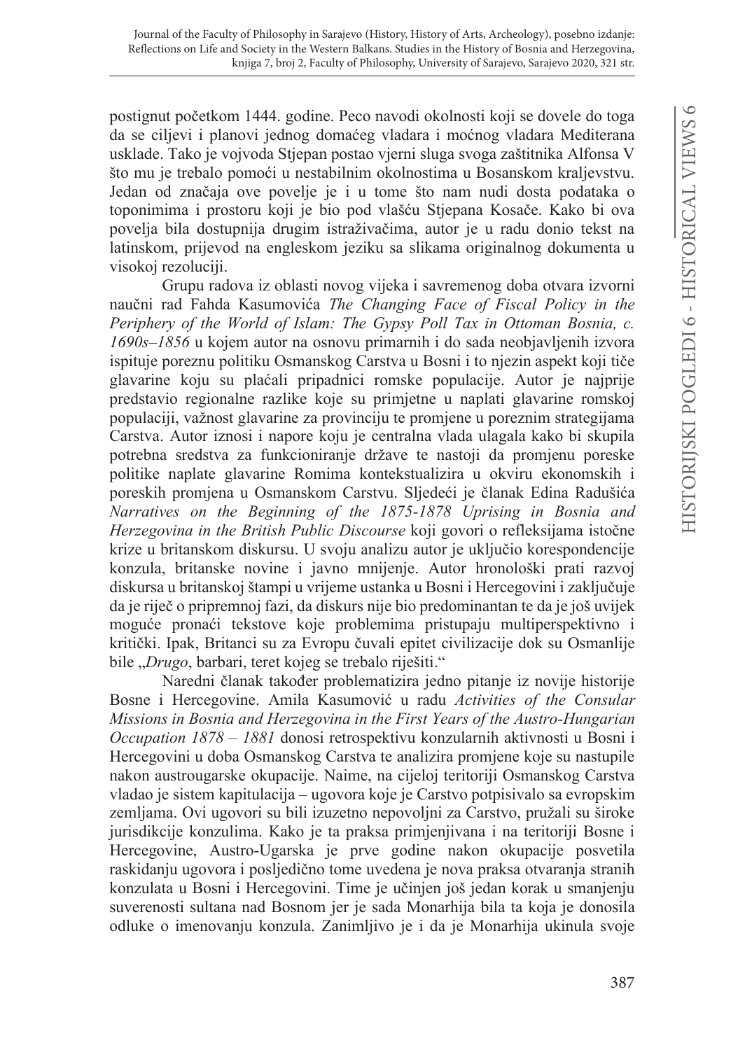postignut početkom 1444. godine. Peco navodi okolnosti koji se dovele do toga da se ciljevi i planovi jednog domaćeg vladara i moćnog vladara Mediterana usklade. Tako je vojvoda Stjepan postao vjerni sluga svoga zaštitnika Alfonsa V što mu je trebalo pomoći u nestabilnim okolnostima u Bosanskom kraljevstvu. Jedan od značaja ove povelje je i u tome što nam nudi dosta podataka o toponimima i prostoru koji je bio pod vlašću Stjepana Kosače. Kako bi ova povelja bila dostupnija drugim istraživačima, autor je u radu donio tekst na latinskom, prijevod na engleskom jeziku sa slikama originalnog dokumenta u visokoj rezoluciji.

Grupu radova iz oblasti novog vijeka i savremenog doba otvara izvorni naučni rad Fahda Kasumovića *The Changing Face of Fiscal Policy in the Periphery of the World of Islam: The Gypsy Poll Tax in Ottoman Bosnia, c. 1690s–1856* u kojem autor na osnovu primarnih i do sada neobjavljenih izvora ispituje poreznu politiku Osmanskog Carstva u Bosni i to njezin aspekt koji tiče glavarine koju su plaćali pripadnici romske populacije. Autor je najprije predstavio regionalne razlike koje su primjetne u naplati glavarine romskoj populaciji, važnost glavarine za provinciju te promjene u poreznim strategijama Carstva. Autor iznosi i napore koju je centralna vlada ulagala kako bi skupila potrebna sredstva za funkcioniranje države te nastoji da promjenu poreske politike naplate glavarine Romima kontekstualizira u okviru ekonomskih i poreskih promjena u Osmanskom Carstvu. Sljedeći je članak Edina Radušića *Narratives on the Beginning of the 1875-1878 Uprising in Bosnia and Herzegovina in the British Public Discourse* koji govori o refleksijama istočne krize u britanskom diskursu. U svoju analizu autor je uključio korespondencije konzula, britanske novine i javno mnijenje. Autor hronološki prati razvoj diskursa u britanskoj štampi u vrijeme ustanka u Bosni i Hercegovini i zaključuje da je riječ o pripremnoj fazi, da diskurs nije bio predominantan te da je još uvijek moguće pronaći tekstove koje problemima pristupaju multiperspektivno i kritički. Ipak, Britanci su za Evropu čuvali epitet civilizacije dok su Osmanlije bile „*Drugo*, barbari, teret kojeg se trebalo riješiti."

Naredni članak također problematizira jedno pitanje iz novije historije Bosne i Hercegovine. Amila Kasumović u radu *Activities of the Consular Missions in Bosnia and Herzegovina in the First Years of the Austro-Hungarian Occupation 1878 – 1881* donosi retrospektivu konzularnih aktivnosti u Bosni i Hercegovini u doba Osmanskog Carstva te analizira promjene koje su nastupile nakon austrougarske okupacije. Naime, na cijeloj teritoriji Osmanskog Carstva vladao je sistem kapitulacija – ugovora koje je Carstvo potpisivalo sa evropskim zemljama. Ovi ugovori su bili izuzetno nepovoljni za Carstvo, pružali su široke jurisdikcije konzulima. Kako je ta praksa primjenjivana i na teritoriji Bosne i Hercegovine, Austro-Ugarska je prve godine nakon okupacije posvetila raskidanju ugovora i posljedično tome uvedena je nova praksa otvaranja stranih konzulata u Bosni i Hercegovini. Time je učinjen još jedan korak u smanjenju suverenosti sultana nad Bosnom jer je sada Monarhija bila ta koja je donosila odluke o imenovanju konzula. Zanimljivo je i da je Monarhija ukinula svoje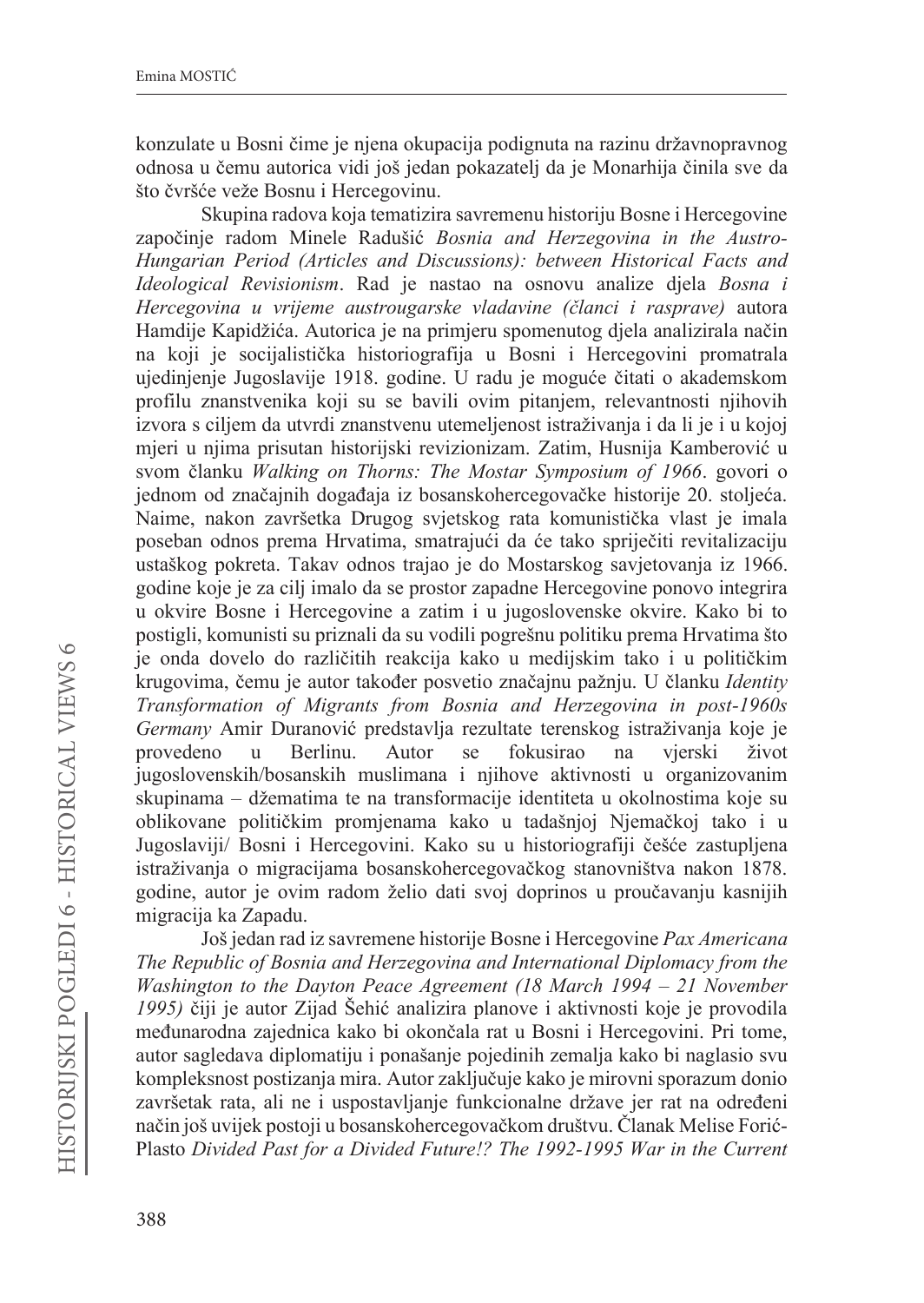konzulate u Bosni čime je njena okupacija podignuta na razinu državnopravnog odnosa u čemu autorica vidi još jedan pokazatelj da je Monarhija činila sve da što čvršće veže Bosnu i Hercegovinu.

Skupina radova koja tematizira savremenu historiju Bosne i Hercegovine započinje radom Minele Radušić *Bosnia and Herzegovina in the Austro-Hungarian Period (Articles and Discussions): between Historical Facts and Ideological Revisionism*. Rad je nastao na osnovu analize djela *Bosna i Hercegovina u vrijeme austrougarske vladavine (članci i rasprave)* autora Hamdije Kapidžića. Autorica je na primjeru spomenutog djela analizirala način na koji je socijalistička historiografija u Bosni i Hercegovini promatrala ujedinjenje Jugoslavije 1918. godine. U radu je moguće čitati o akademskom profilu znanstvenika koji su se bavili ovim pitanjem, relevantnosti njihovih izvora s ciljem da utvrdi znanstvenu utemeljenost istraživanja i da li je i u kojoj mjeri u njima prisutan historijski revizionizam. Zatim, Husnija Kamberović u svom članku *Walking on Thorns: The Mostar Symposium of 1966*. govori o jednom od značajnih događaja iz bosanskohercegovačke historije 20. stoljeća. Naime, nakon završetka Drugog svjetskog rata komunistička vlast je imala poseban odnos prema Hrvatima, smatrajući da će tako spriječiti revitalizaciju ustaškog pokreta. Takav odnos trajao je do Mostarskog savjetovanja iz 1966. godine koje je za cilj imalo da se prostor zapadne Hercegovine ponovo integrira u okvire Bosne i Hercegovine a zatim i u jugoslovenske okvire. Kako bi to postigli, komunisti su priznali da su vodili pogrešnu politiku prema Hrvatima što je onda dovelo do različitih reakcija kako u medijskim tako i u političkim krugovima, čemu je autor također posvetio značajnu pažnju. U članku *Identity Transformation of Migrants from Bosnia and Herzegovina in post-1960s Germany* Amir Duranović predstavlja rezultate terenskog istraživanja koje je provedeno u Berlinu. Autor se fokusirao na vjerski život jugoslovenskih/bosanskih muslimana i njihove aktivnosti u organizovanim skupinama – džematima te na transformacije identiteta u okolnostima koje su oblikovane političkim promjenama kako u tadašnjoj Njemačkoj tako i u Jugoslaviji/ Bosni i Hercegovini. Kako su u historiografiji češće zastupljena istraživanja o migracijama bosanskohercegovačkog stanovništva nakon 1878. godine, autor je ovim radom želio dati svoj doprinos u proučavanju kasnijih migracija ka Zapadu.

Još jedan rad iz savremene historije Bosne i Hercegovine *Pax Americana The Republic of Bosnia and Herzegovina and International Diplomacy from the Washington to the Dayton Peace Agreement (18 March 1994 – 21 November 1995)* čiji je autor Zijad Šehić analizira planove i aktivnosti koje je provodila međunarodna zajednica kako bi okončala rat u Bosni i Hercegovini. Pri tome, autor sagledava diplomatiju i ponašanje pojedinih zemalja kako bi naglasio svu kompleksnost postizanja mira. Autor zaključuje kako je mirovni sporazum donio završetak rata, ali ne i uspostavljanje funkcionalne države jer rat na određeni način još uvijek postoji u bosanskohercegovačkom društvu. Članak Melise Forić-Plasto *Divided Past for a Divided Future!? The 1992-1995 War in the Current*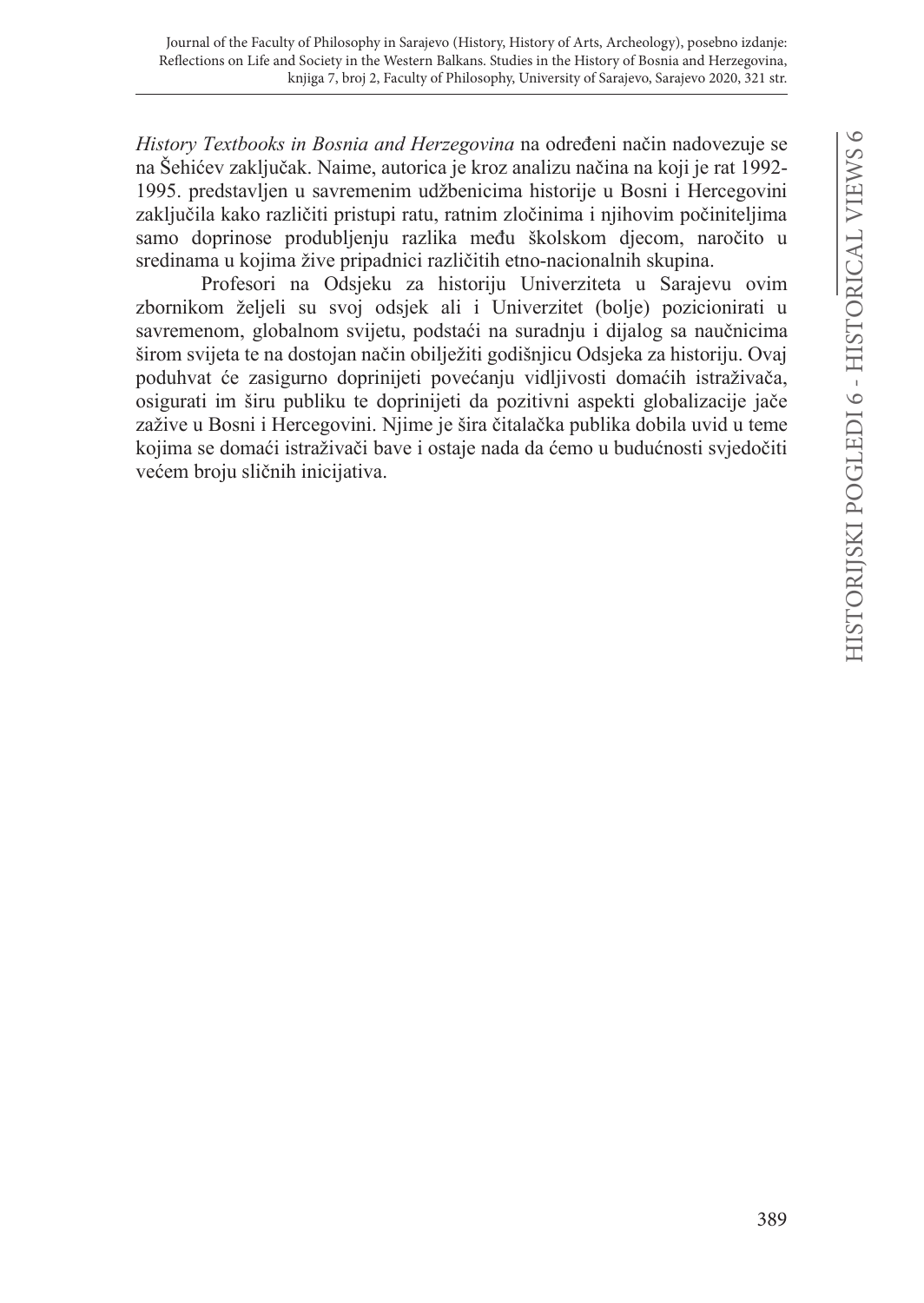*History Textbooks in Bosnia and Herzegovina* na određeni način nadovezuje se na Šehićev zaključak. Naime, autorica je kroz analizu načina na koji je rat 1992-1995. predstavljen u savremenim udžbenicima historije u Bosni i Hercegovini zaključila kako različiti pristupi ratu, ratnim zločinima i njihovim počiniteljima samo doprinose produbljenju razlika među školskom djecom, naročito u sredinama u kojima žive pripadnici različitih etno-nacionalnih skupina.

Profesori na Odsjeku za historiju Univerziteta u Sarajevu ovim zbornikom željeli su svoj odsjek ali i Univerzitet (bolje) pozicionirati u savremenom, globalnom svijetu, podstaći na suradnju i dijalog sa naučnicima širom svijeta te na dostojan način obilježiti godišnjicu Odsjeka za historiju. Ovaj poduhvat će zasigurno doprinijeti povećanju vidljivosti domaćih istraživača, osigurati im širu publiku te doprinijeti da pozitivni aspekti globalizacije jače zažive u Bosni i Hercegovini. Njime je šira čitalačka publika dobila uvid u teme kojima se domaći istraživači bave i ostaje nada da ćemo u budućnosti svjedočiti većem broju sličnih inicijativa.